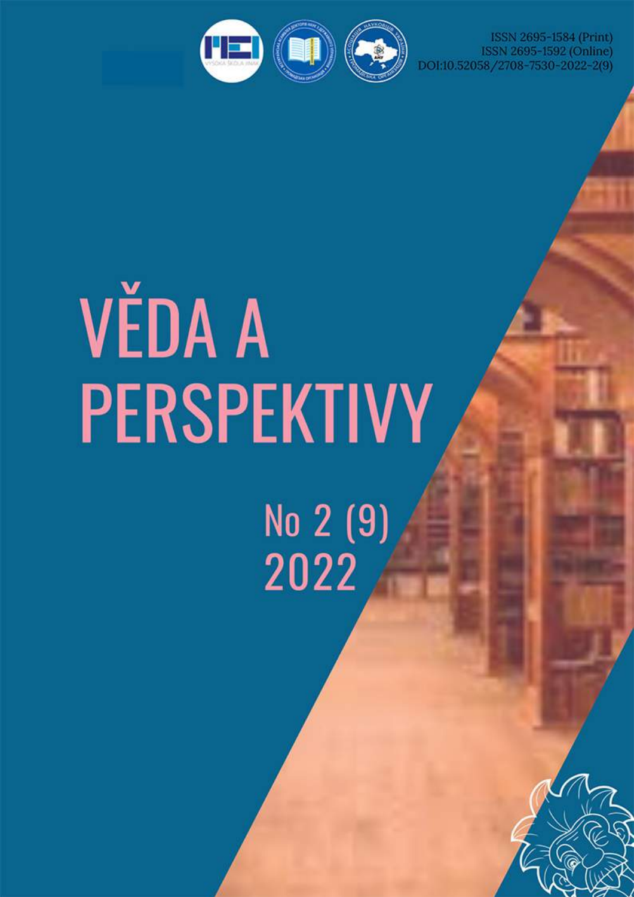ISSN 2695-1584 (Print)
ISSN 2695-1592 (Online)
DOI:10.52058/2708-7530-2022-2(9)

# VĚDA A PERSPEKTIVY

## No 2 (9) 2022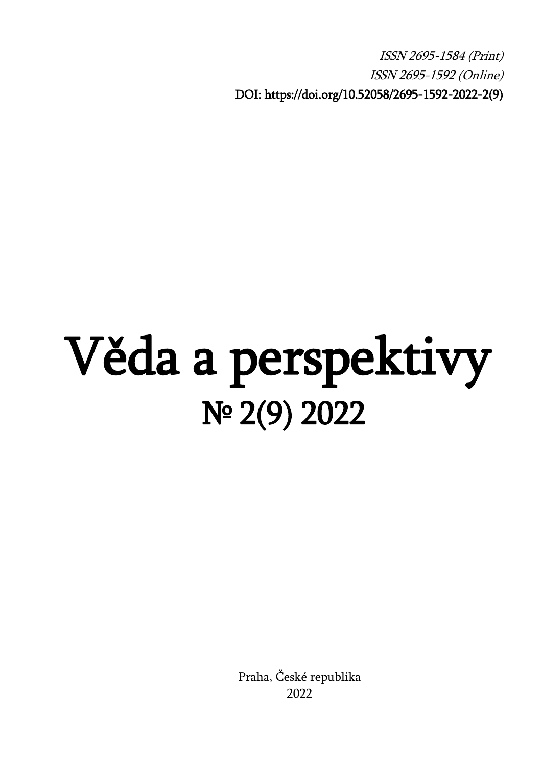*ISSN 2695-1584 (Print)*
*ISSN 2695-1592 (Online)*
DOI: https://doi.org/10.52058/2695-1592-2022-2(9)

# Věda a perspektivy

## № 2(9) 2022

Praha, České republika
2022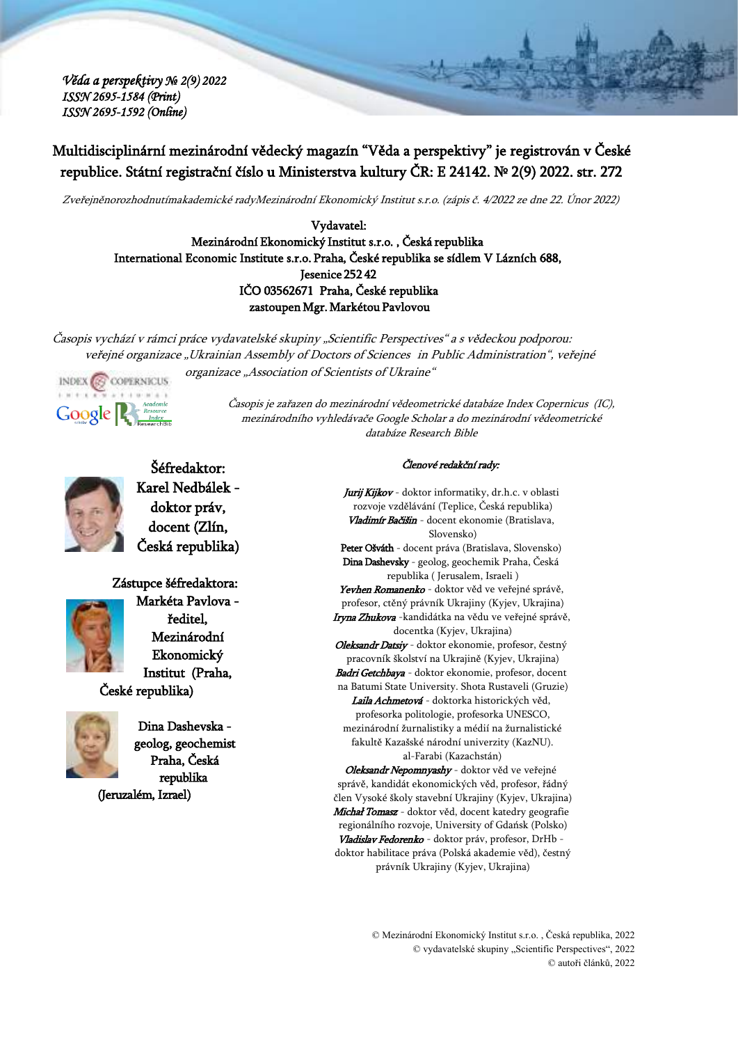*Věda a perspektivy № 2(9) 2022*
*ISSN 2695-1584 (Print)*
*ISSN 2695-1592 (Online)*

Multidisciplinární mezinárodní vědecký magazín "Věda a perspektivy" je registrován v České republice. Státní registrační číslo u Ministerstva kultury ČR: E 24142. № 2(9) 2022. str. 272

*Zveřejněnorozhodnutímakademické radyMezinárodní Ekonomický Institut s.r.o. (zápis č. 4/2022 ze dne 22. Únor 2022)*

Vydavatel:
Mezinárodní Ekonomický Institut s.r.o. , Česká republika
International Economic Institute s.r.o. Praha, České republika se sídlem V Lázních 688, Jesenice 252 42
IČO 03562671 Praha, České republika
zastoupen Mgr. Markétou Pavlovou

*Časopis vychází v rámci práce vydavatelské skupiny „Scientific Perspectives" a s vědeckou podporou: veřejné organizace „Ukrainian Assembly of Doctors of Sciences in Public Administration", veřejné organizace „Association of Scientists of Ukraine"*

*Časopis je zařazen do mezinárodní vědeometrické databáze Index Copernicus (IC), mezinárodního vyhledávače Google Scholar a do mezinárodní vědeometrické databáze Research Bible*

Šéfredaktor:
Karel Nedbálek - doktor práv, docent (Zlín, Česká republika)

Zástupce šéfredaktora:
Markéta Pavlova - ředitel, Mezinárodní Ekonomický Institut (Praha, České republika)

Dina Dashevska - geolog, geochemist Praha, Česká republika (Jeruzalém, Izrael)

*Členové redakční rady:*

*Jurij Kijkov* - doktor informatiky, dr.h.c. v oblasti rozvoje vzdělávání (Teplice, Česká republika)
*Vladimír Bačišin* - docent ekonomie (Bratislava, Slovensko)
Peter Ošváth - docent práva (Bratislava, Slovensko)
Dina Dashevsky - geolog, geochemik Praha, Česká republika ( Jerusalem, Israeli )
*Yevhen Romanenko* - doktor věd ve veřejné správě, profesor, ctěný právník Ukrajiny (Kyjev, Ukrajina)
*Iryna Zhukova* -kandidátka na vědu ve veřejné správě, docentka (Kyjev, Ukrajina)
*Oleksandr Datsiy* - doktor ekonomie, profesor, čestný pracovník školství na Ukrajině (Kyjev, Ukrajina)
*Badri Getchbaya* - doktor ekonomie, profesor, docent na Batumi State University. Shota Rustaveli (Gruzie)
*Laila Achmetová* - doktorka historických věd, profesorka politologie, profesorka UNESCO, mezinárodní žurnalistiky a médií na žurnalistické fakultě Kazašské národní univerzity (KazNU). al-Farabi (Kazachstán)
*Oleksandr Nepomnyashy* - doktor věd ve veřejné správě, kandidát ekonomických věd, profesor, řádný člen Vysoké školy stavební Ukrajiny (Kyjev, Ukrajina)
*Michał Tomasz* - doktor věd, docent katedry geografie regionálního rozvoje, University of Gdańsk (Polsko)
*Vladislav Fedorenko* - doktor práv, profesor, DrHb - doktor habilitace práva (Polská akademie věd), čestný právník Ukrajiny (Kyjev, Ukrajina)

© Mezinárodní Ekonomický Institut s.r.o. , Česká republika, 2022
© vydavatelské skupiny „Scientific Perspectives", 2022
© autoři článků, 2022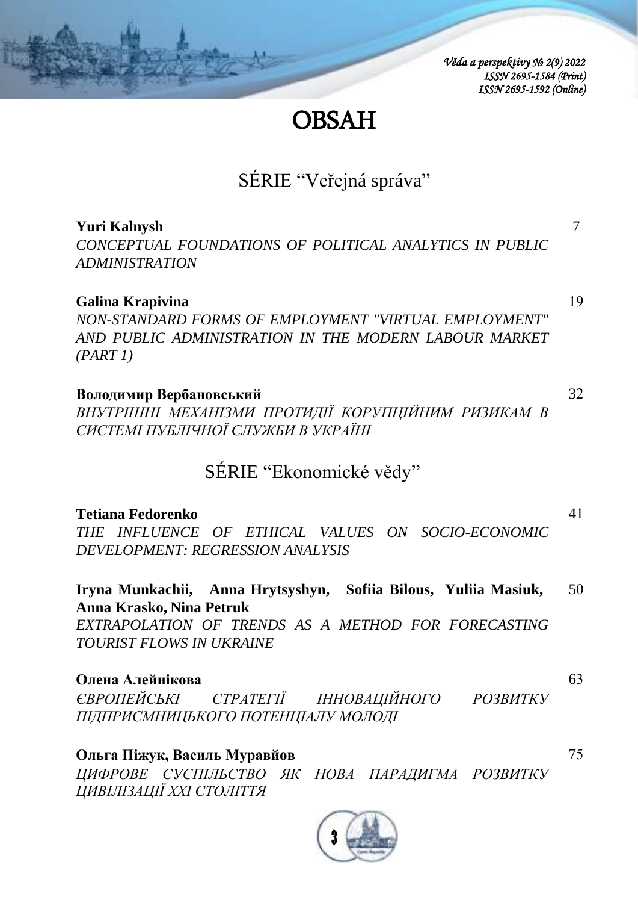# OBSAH

## SÉRIE "Veřejná správa"

**Yuri Kalnysh** 7
*CONCEPTUAL FOUNDATIONS OF POLITICAL ANALYTICS IN PUBLIC ADMINISTRATION*

**Galina Krapivina** 19
*NON-STANDARD FORMS OF EMPLOYMENT "VIRTUAL EMPLOYMENT" AND PUBLIC ADMINISTRATION IN THE MODERN LABOUR MARKET (PART 1)*

**Володимир Вербановський** 32
*ВНУТРІШНІ МЕХАНІЗМИ ПРОТИДІЇ КОРУПЦІЙНИМ РИЗИКАМ В СИСТЕМІ ПУБЛІЧНОЇ СЛУЖБИ В УКРАЇНІ*

## SÉRIE "Ekonomické vědy"

**Tetiana Fedorenko** 41
*THE INFLUENCE OF ETHICAL VALUES ON SOCIO-ECONOMIC DEVELOPMENT: REGRESSION ANALYSIS*

**Iryna Munkachii, Anna Hrytsyshyn, Sofiia Bilous, Yuliia Masiuk, Anna Krasko, Nina Petruk** 50
*EXTRAPOLATION OF TRENDS AS A METHOD FOR FORECASTING TOURIST FLOWS IN UKRAINE*

**Олена Алейнікова** 63
*ЄВРОПЕЙСЬКІ СТРАТЕГІЇ ІННОВАЦІЙНОГО РОЗВИТКУ ПІДПРИЄМНИЦЬКОГО ПОТЕНЦІАЛУ МОЛОДІ*

**Ольга Піжук, Василь Муравйов** 75
*ЦИФРОВЕ СУСПІЛЬСТВО ЯК НОВА ПАРАДИГМА РОЗВИТКУ ЦИВІЛІЗАЦІЇ XXI СТОЛІТТЯ*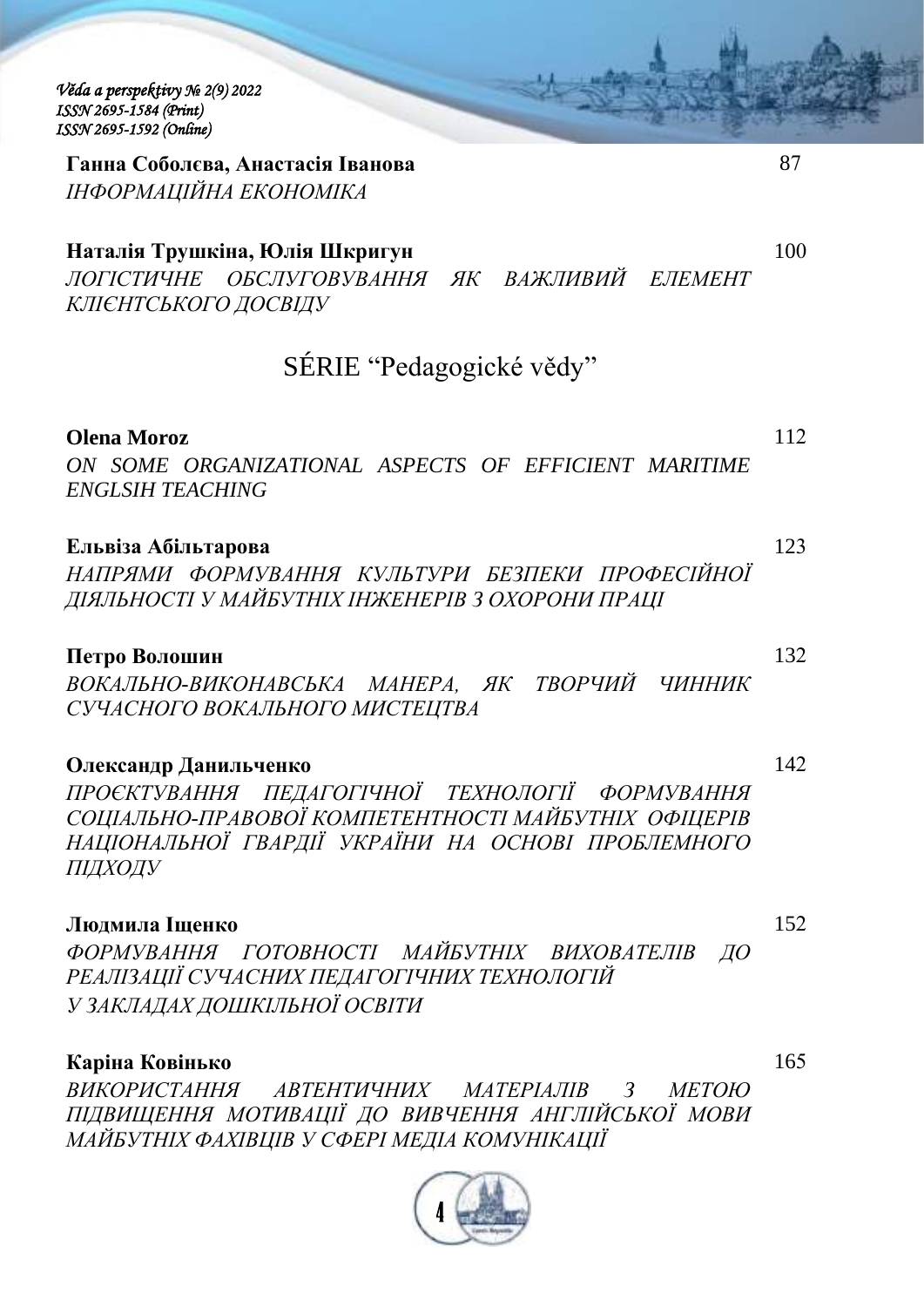**Ганна Соболєва, Анастасія Іванова** 87
*ІНФОРМАЦІЙНА ЕКОНОМІКА*

**Наталія Трушкіна, Юлія Шкригун** 100
*ЛОГІСТИЧНЕ ОБСЛУГОВУВАННЯ ЯК ВАЖЛИВИЙ ЕЛЕМЕНТ КЛІЄНТСЬКОГО ДОСВІДУ*

## SÉRIE “Pedagogické vědy”

**Olena Moroz** 112
*ON SOME ORGANIZATIONAL ASPECTS OF EFFICIENT MARITIME ENGLSIH TEACHING*

**Ельвіза Абільтарова** 123
*НАПРЯМИ ФОРМУВАННЯ КУЛЬТУРИ БЕЗПЕКИ ПРОФЕСІЙНОЇ ДІЯЛЬНОСТІ У МАЙБУТНІХ ІНЖЕНЕРІВ З ОХОРОНИ ПРАЦІ*

**Петро Волошин** 132
*ВОКАЛЬНО-ВИКОНАВСЬКА МАНЕРА, ЯК ТВОРЧИЙ ЧИННИК СУЧАСНОГО ВОКАЛЬНОГО МИСТЕЦТВА*

**Олександр Данильченко** 142
*ПРОЄКТУВАННЯ ПЕДАГОГІЧНОЇ ТЕХНОЛОГІЇ ФОРМУВАННЯ СОЦІАЛЬНО-ПРАВОВОЇ КОМПЕТЕНТНОСТІ МАЙБУТНІХ ОФІЦЕРІВ НАЦІОНАЛЬНОЇ ГВАРДІЇ УКРАЇНИ НА ОСНОВІ ПРОБЛЕМНОГО ПІДХОДУ*

**Людмила Іщенко** 152
*ФОРМУВАННЯ ГОТОВНОСТІ МАЙБУТНІХ ВИХОВАТЕЛІВ ДО РЕАЛІЗАЦІЇ СУЧАСНИХ ПЕДАГОГІЧНИХ ТЕХНОЛОГІЙ У ЗАКЛАДАХ ДОШКІЛЬНОЇ ОСВІТИ*

**Каріна Ковінько** 165
*ВИКОРИСТАННЯ АВТЕНТИЧНИХ МАТЕРІАЛІВ З МЕТОЮ ПІДВИЩЕННЯ МОТИВАЦІЇ ДО ВИВЧЕННЯ АНГЛІЙСЬКОЇ МОВИ МАЙБУТНІХ ФАХІВЦІВ У СФЕРІ МЕДІА КОМУНІКАЦІЇ*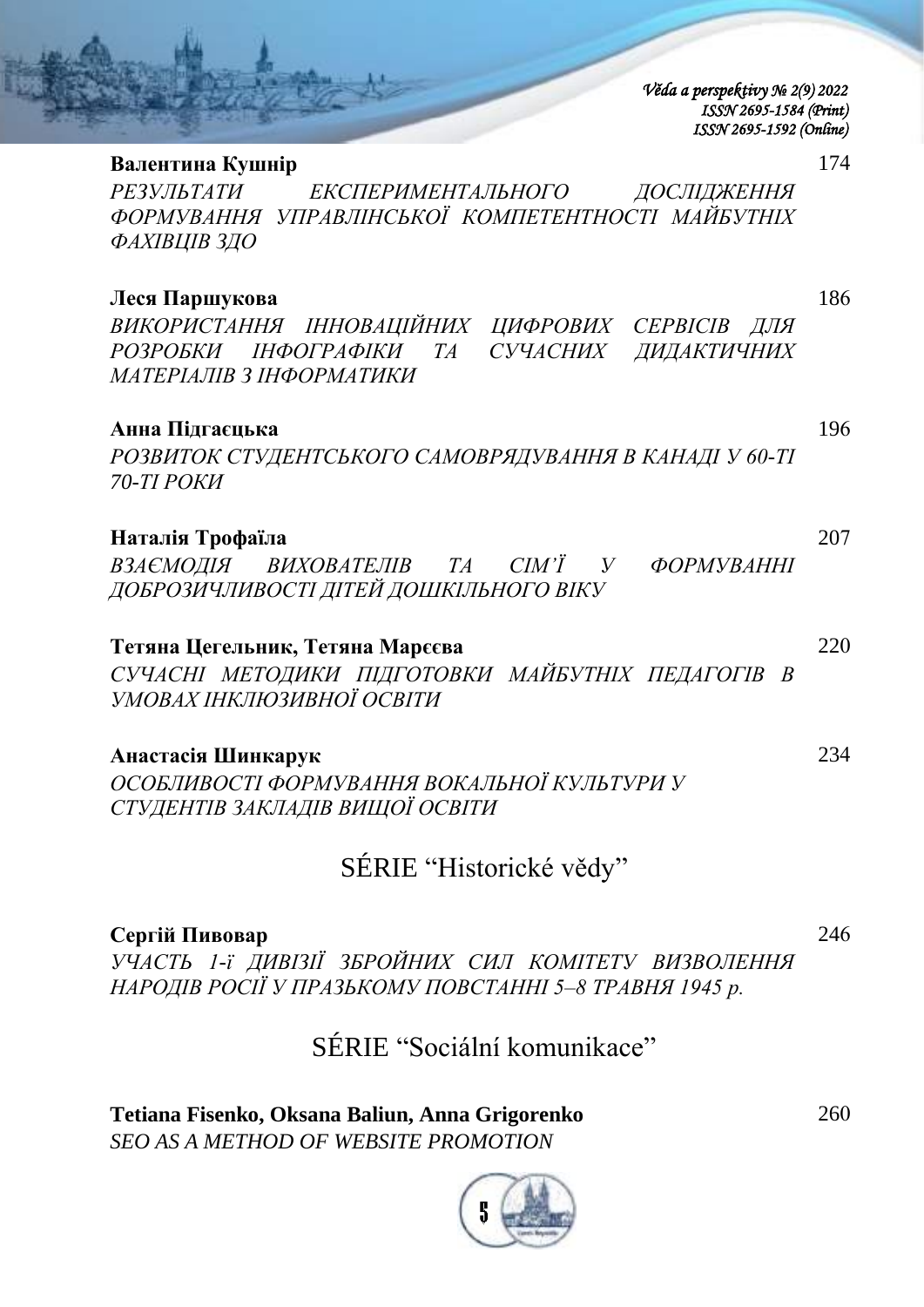**Валентина Кушнір** 174

*РЕЗУЛЬТАТИ ЕКСПЕРИМЕНТАЛЬНОГО ДОСЛІДЖЕННЯ ФОРМУВАННЯ УПРАВЛІНСЬКОЇ КОМПЕТЕНТНОСТІ МАЙБУТНІХ ФАХІВЦІВ ЗДО*

**Леся Паршукова** 186

*ВИКОРИСТАННЯ ІННОВАЦІЙНИХ ЦИФРОВИХ СЕРВІСІВ ДЛЯ РОЗРОБКИ ІНФОГРАФІКИ ТА СУЧАСНИХ ДИДАКТИЧНИХ МАТЕРІАЛІВ З ІНФОРМАТИКИ*

**Анна Підгаєцька** 196

*РОЗВИТОК СТУДЕНТСЬКОГО САМОВРЯДУВАННЯ В КАНАДІ У 60-ТІ 70-ТІ РОКИ*

**Наталія Трофаїла** 207

*ВЗАЄМОДІЯ ВИХОВАТЕЛІВ ТА СІМ'Ї У ФОРМУВАННІ ДОБРОЗИЧЛИВОСТІ ДІТЕЙ ДОШКІЛЬНОГО ВІКУ*

**Тетяна Цегельник, Тетяна Марєєва** 220

*СУЧАСНІ МЕТОДИКИ ПІДГОТОВКИ МАЙБУТНІХ ПЕДАГОГІВ В УМОВАХ ІНКЛЮЗИВНОЇ ОСВІТИ*

**Анастасія Шинкарук** 234

*ОСОБЛИВОСТІ ФОРМУВАННЯ ВОКАЛЬНОЇ КУЛЬТУРИ У СТУДЕНТІВ ЗАКЛАДІВ ВИЩОЇ ОСВІТИ*

## SÉRIE "Historické vědy"

**Сергій Пивовар** 246

*УЧАСТЬ 1-ї ДИВІЗІЇ ЗБРОЙНИХ СИЛ КОМІТЕТУ ВИЗВОЛЕННЯ НАРОДІВ РОСІЇ У ПРАЗЬКОМУ ПОВСТАННІ 5–8 ТРАВНЯ 1945 р.*

## SÉRIE "Sociální komunikace"

**Tetiana Fisenko, Oksana Baliun, Anna Grigorenko** 260

*SEO AS A METHOD OF WEBSITE PROMOTION*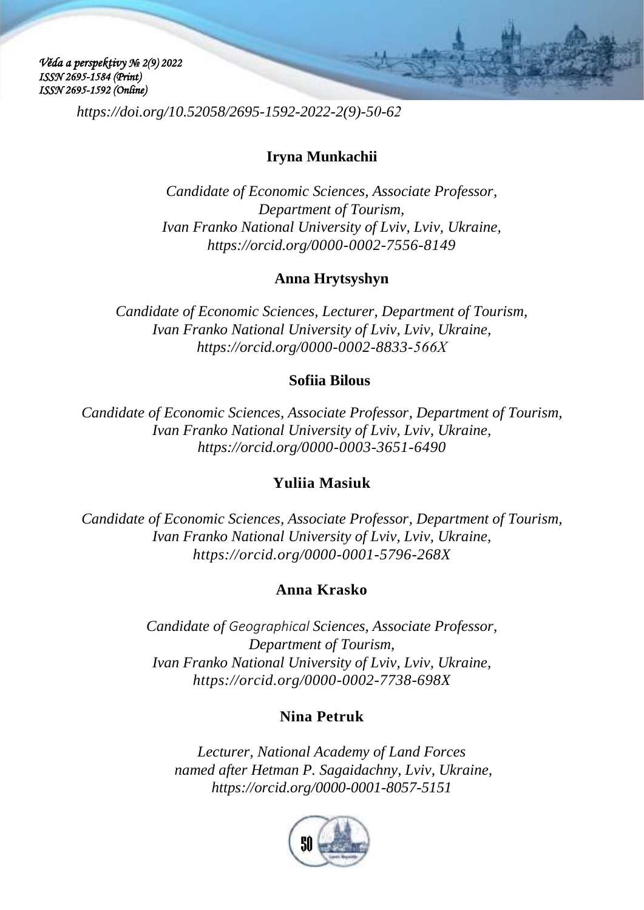https://doi.org/10.52058/2695-1592-2022-2(9)-50-62

**Iryna Munkachii**

*Candidate of Economic Sciences, Associate Professor,*
*Department of Tourism,*
*Ivan Franko National University of Lviv, Lviv, Ukraine,*
*https://orcid.org/0000-0002-7556-8149*

**Anna Hrytsyshyn**

*Candidate of Economic Sciences, Lecturer, Department of Tourism,*
*Ivan Franko National University of Lviv, Lviv, Ukraine,*
*https://orcid.org/0000-0002-8833-566X*

**Sofiia Bilous**

*Candidate of Economic Sciences, Associate Professor, Department of Tourism,*
*Ivan Franko National University of Lviv, Lviv, Ukraine,*
*https://orcid.org/0000-0003-3651-6490*

**Yuliia Masiuk**

*Candidate of Economic Sciences, Associate Professor, Department of Tourism,*
*Ivan Franko National University of Lviv, Lviv, Ukraine,*
*https://orcid.org/0000-0001-5796-268X*

**Anna Krasko**

*Candidate of Geographical Sciences, Associate Professor,*
*Department of Tourism,*
*Ivan Franko National University of Lviv, Lviv, Ukraine,*
*https://orcid.org/0000-0002-7738-698X*

**Nina Petruk**

*Lecturer, National Academy of Land Forces*
*named after Hetman P. Sagaidachny, Lviv, Ukraine,*
*https://orcid.org/0000-0001-8057-5151*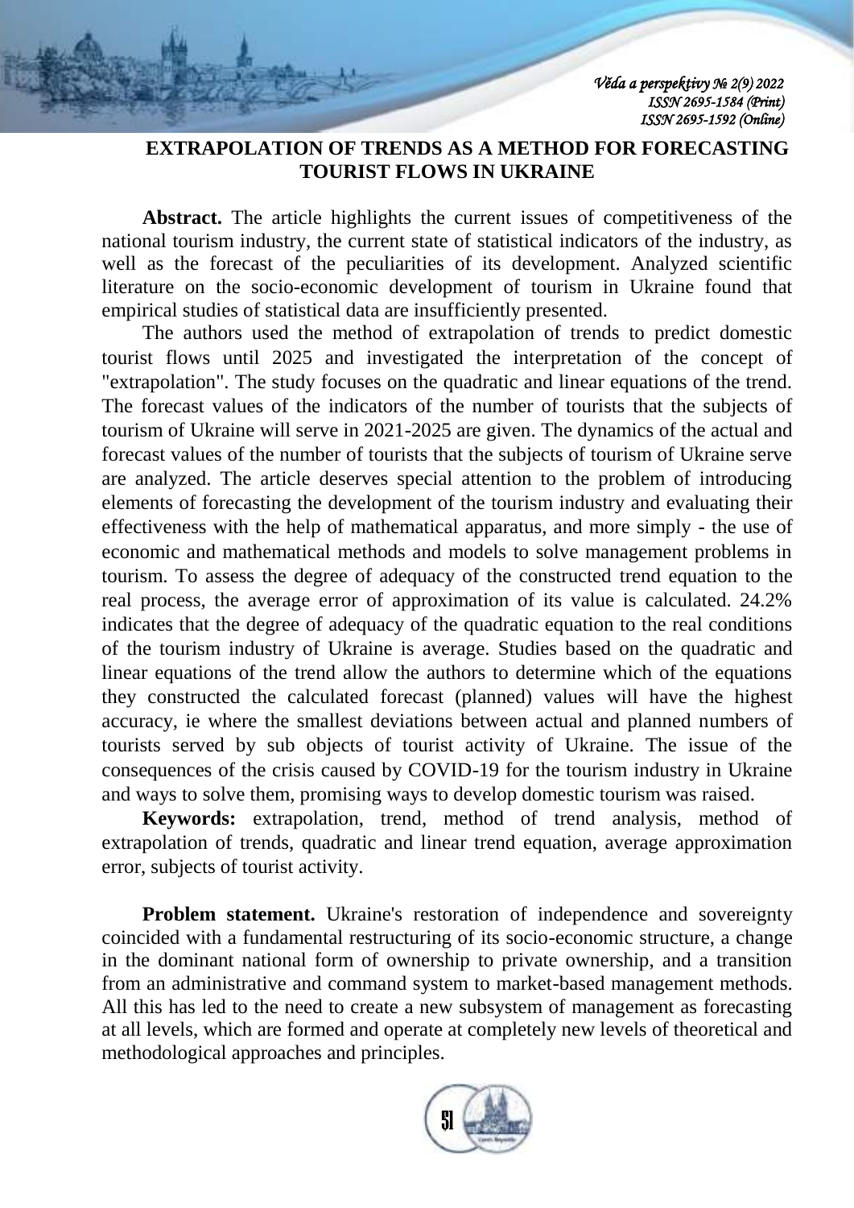## EXTRAPOLATION OF TRENDS AS A METHOD FOR FORECASTING TOURIST FLOWS IN UKRAINE

**Abstract.** The article highlights the current issues of competitiveness of the national tourism industry, the current state of statistical indicators of the industry, as well as the forecast of the peculiarities of its development. Analyzed scientific literature on the socio-economic development of tourism in Ukraine found that empirical studies of statistical data are insufficiently presented.

The authors used the method of extrapolation of trends to predict domestic tourist flows until 2025 and investigated the interpretation of the concept of "extrapolation". The study focuses on the quadratic and linear equations of the trend. The forecast values of the indicators of the number of tourists that the subjects of tourism of Ukraine will serve in 2021-2025 are given. The dynamics of the actual and forecast values of the number of tourists that the subjects of tourism of Ukraine serve are analyzed. The article deserves special attention to the problem of introducing elements of forecasting the development of the tourism industry and evaluating their effectiveness with the help of mathematical apparatus, and more simply - the use of economic and mathematical methods and models to solve management problems in tourism. To assess the degree of adequacy of the constructed trend equation to the real process, the average error of approximation of its value is calculated. 24.2% indicates that the degree of adequacy of the quadratic equation to the real conditions of the tourism industry of Ukraine is average. Studies based on the quadratic and linear equations of the trend allow the authors to determine which of the equations they constructed the calculated forecast (planned) values will have the highest accuracy, ie where the smallest deviations between actual and planned numbers of tourists served by sub objects of tourist activity of Ukraine. The issue of the consequences of the crisis caused by COVID-19 for the tourism industry in Ukraine and ways to solve them, promising ways to develop domestic tourism was raised.

**Keywords:** extrapolation, trend, method of trend analysis, method of extrapolation of trends, quadratic and linear trend equation, average approximation error, subjects of tourist activity.

**Problem statement.** Ukraine's restoration of independence and sovereignty coincided with a fundamental restructuring of its socio-economic structure, a change in the dominant national form of ownership to private ownership, and a transition from an administrative and command system to market-based management methods. All this has led to the need to create a new subsystem of management as forecasting at all levels, which are formed and operate at completely new levels of theoretical and methodological approaches and principles.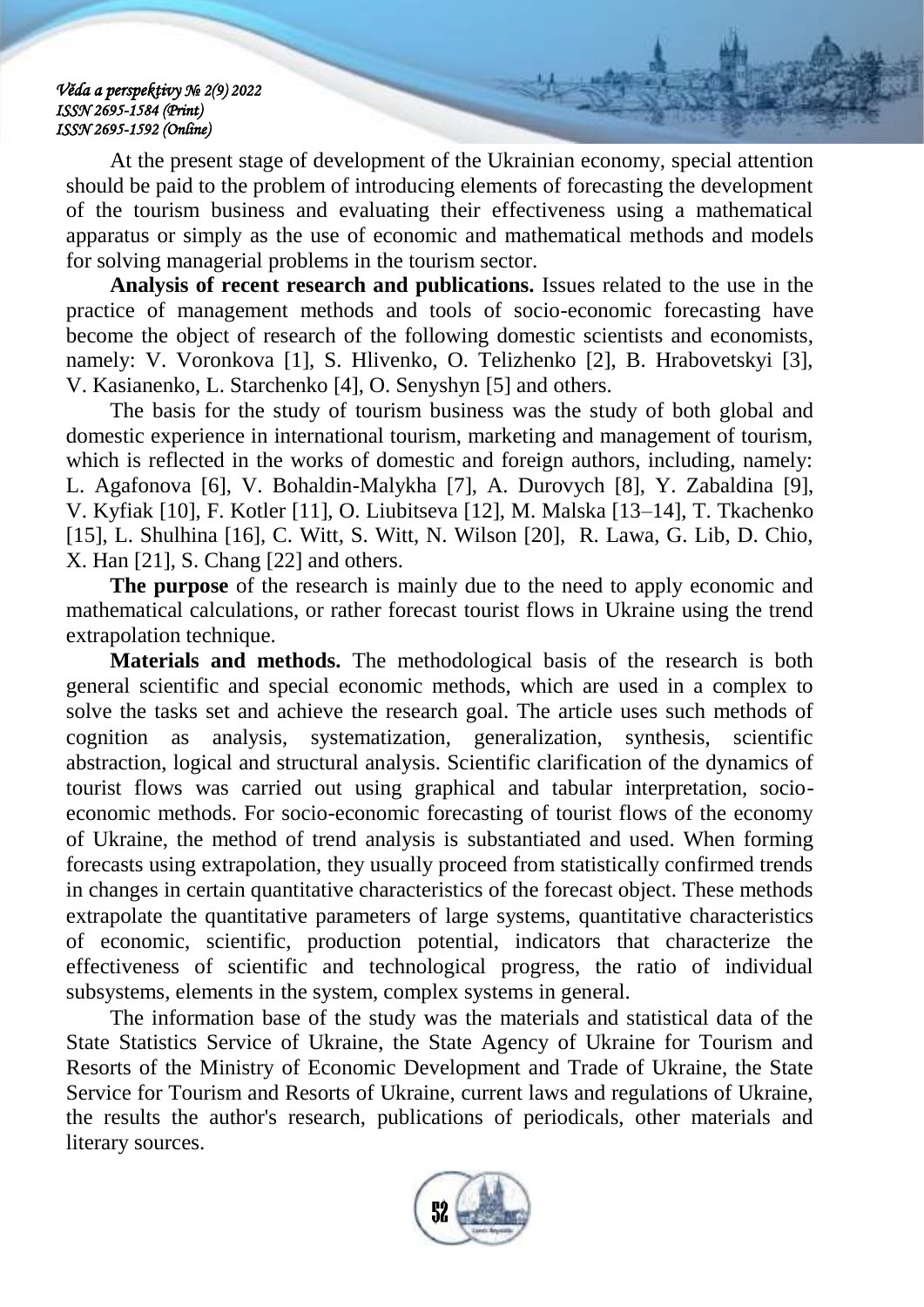At the present stage of development of the Ukrainian economy, special attention should be paid to the problem of introducing elements of forecasting the development of the tourism business and evaluating their effectiveness using a mathematical apparatus or simply as the use of economic and mathematical methods and models for solving managerial problems in the tourism sector.

**Analysis of recent research and publications.** Issues related to the use in the practice of management methods and tools of socio-economic forecasting have become the object of research of the following domestic scientists and economists, namely: V. Voronkova [1], S. Hlivenko, O. Telizhenko [2], B. Hrabovetskyi [3], V. Kasianenko, L. Starchenko [4], O. Senyshyn [5] and others.

The basis for the study of tourism business was the study of both global and domestic experience in international tourism, marketing and management of tourism, which is reflected in the works of domestic and foreign authors, including, namely: L. Agafonova [6], V. Bohaldin-Malykha [7], A. Durovych [8], Y. Zabaldina [9], V. Kyfiak [10], F. Kotler [11], O. Liubitseva [12], M. Malska [13–14], T. Tkachenko [15], L. Shulhina [16], C. Witt, S. Witt, N. Wilson [20], R. Lawa, G. Lib, D. Chio, X. Han [21], S. Chang [22] and others.

**The purpose** of the research is mainly due to the need to apply economic and mathematical calculations, or rather forecast tourist flows in Ukraine using the trend extrapolation technique.

**Materials and methods.** The methodological basis of the research is both general scientific and special economic methods, which are used in a complex to solve the tasks set and achieve the research goal. The article uses such methods of cognition as analysis, systematization, generalization, synthesis, scientific abstraction, logical and structural analysis. Scientific clarification of the dynamics of tourist flows was carried out using graphical and tabular interpretation, socio-economic methods. For socio-economic forecasting of tourist flows of the economy of Ukraine, the method of trend analysis is substantiated and used. When forming forecasts using extrapolation, they usually proceed from statistically confirmed trends in changes in certain quantitative characteristics of the forecast object. These methods extrapolate the quantitative parameters of large systems, quantitative characteristics of economic, scientific, production potential, indicators that characterize the effectiveness of scientific and technological progress, the ratio of individual subsystems, elements in the system, complex systems in general.

The information base of the study was the materials and statistical data of the State Statistics Service of Ukraine, the State Agency of Ukraine for Tourism and Resorts of the Ministry of Economic Development and Trade of Ukraine, the State Service for Tourism and Resorts of Ukraine, current laws and regulations of Ukraine, the results the author's research, publications of periodicals, other materials and literary sources.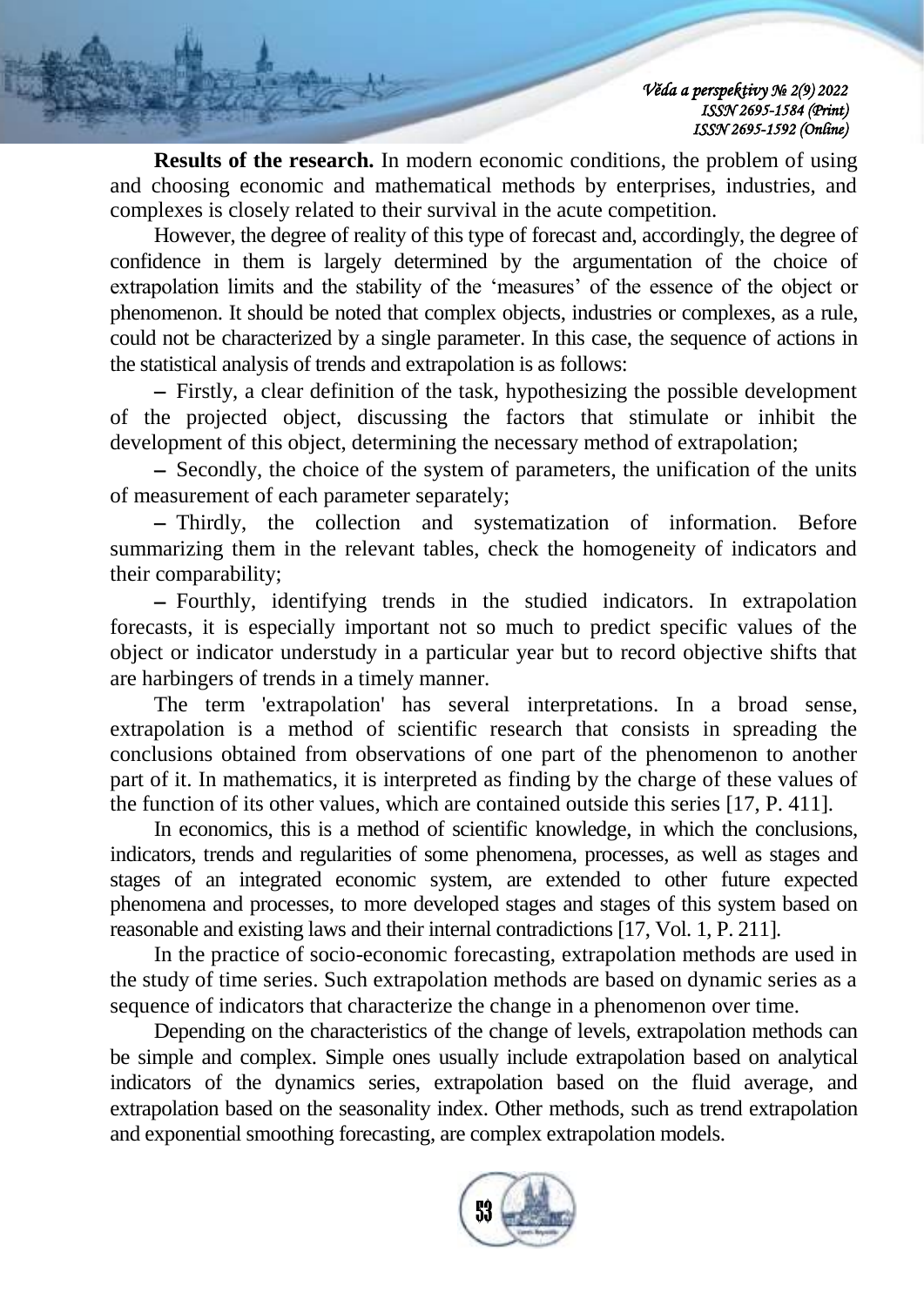**Results of the research.** In modern economic conditions, the problem of using and choosing economic and mathematical methods by enterprises, industries, and complexes is closely related to their survival in the acute competition.

However, the degree of reality of this type of forecast and, accordingly, the degree of confidence in them is largely determined by the argumentation of the choice of extrapolation limits and the stability of the 'measures' of the essence of the object or phenomenon. It should be noted that complex objects, industries or complexes, as a rule, could not be characterized by a single parameter. In this case, the sequence of actions in the statistical analysis of trends and extrapolation is as follows:

– Firstly, a clear definition of the task, hypothesizing the possible development of the projected object, discussing the factors that stimulate or inhibit the development of this object, determining the necessary method of extrapolation;

– Secondly, the choice of the system of parameters, the unification of the units of measurement of each parameter separately;

– Thirdly, the collection and systematization of information. Before summarizing them in the relevant tables, check the homogeneity of indicators and their comparability;

– Fourthly, identifying trends in the studied indicators. In extrapolation forecasts, it is especially important not so much to predict specific values of the object or indicator understudy in a particular year but to record objective shifts that are harbingers of trends in a timely manner.

The term 'extrapolation' has several interpretations. In a broad sense, extrapolation is a method of scientific research that consists in spreading the conclusions obtained from observations of one part of the phenomenon to another part of it. In mathematics, it is interpreted as finding by the charge of these values of the function of its other values, which are contained outside this series [17, P. 411].

In economics, this is a method of scientific knowledge, in which the conclusions, indicators, trends and regularities of some phenomena, processes, as well as stages and stages of an integrated economic system, are extended to other future expected phenomena and processes, to more developed stages and stages of this system based on reasonable and existing laws and their internal contradictions [17, Vol. 1, P. 211].

In the practice of socio-economic forecasting, extrapolation methods are used in the study of time series. Such extrapolation methods are based on dynamic series as a sequence of indicators that characterize the change in a phenomenon over time.

Depending on the characteristics of the change of levels, extrapolation methods can be simple and complex. Simple ones usually include extrapolation based on analytical indicators of the dynamics series, extrapolation based on the fluid average, and extrapolation based on the seasonality index. Other methods, such as trend extrapolation and exponential smoothing forecasting, are complex extrapolation models.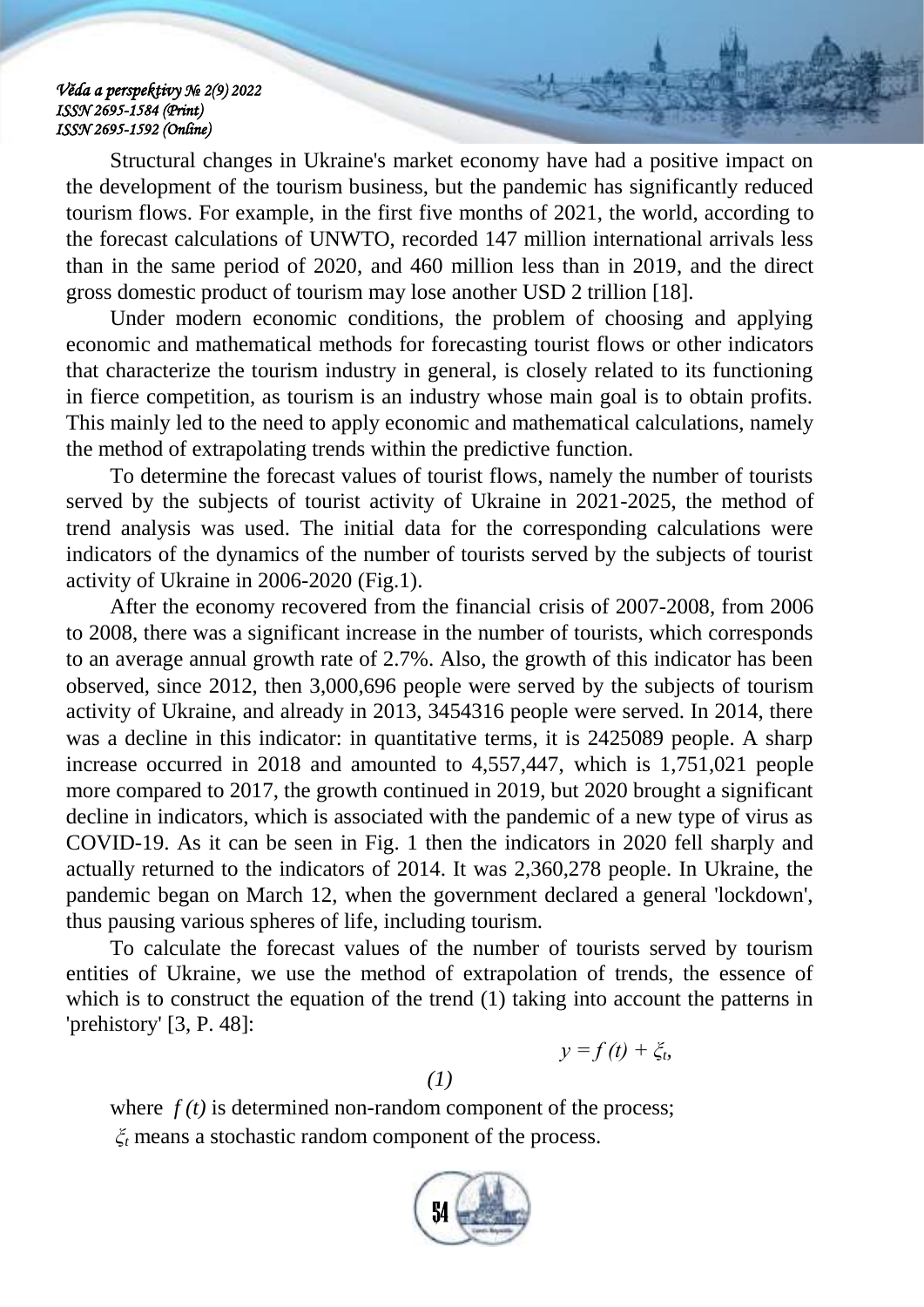Structural changes in Ukraine's market economy have had a positive impact on the development of the tourism business, but the pandemic has significantly reduced tourism flows. For example, in the first five months of 2021, the world, according to the forecast calculations of UNWTO, recorded 147 million international arrivals less than in the same period of 2020, and 460 million less than in 2019, and the direct gross domestic product of tourism may lose another USD 2 trillion [18].

Under modern economic conditions, the problem of choosing and applying economic and mathematical methods for forecasting tourist flows or other indicators that characterize the tourism industry in general, is closely related to its functioning in fierce competition, as tourism is an industry whose main goal is to obtain profits. This mainly led to the need to apply economic and mathematical calculations, namely the method of extrapolating trends within the predictive function.

To determine the forecast values of tourist flows, namely the number of tourists served by the subjects of tourist activity of Ukraine in 2021-2025, the method of trend analysis was used. The initial data for the corresponding calculations were indicators of the dynamics of the number of tourists served by the subjects of tourist activity of Ukraine in 2006-2020 (Fig.1).

After the economy recovered from the financial crisis of 2007-2008, from 2006 to 2008, there was a significant increase in the number of tourists, which corresponds to an average annual growth rate of 2.7%. Also, the growth of this indicator has been observed, since 2012, then 3,000,696 people were served by the subjects of tourism activity of Ukraine, and already in 2013, 3454316 people were served. In 2014, there was a decline in this indicator: in quantitative terms, it is 2425089 people. A sharp increase occurred in 2018 and amounted to 4,557,447, which is 1,751,021 people more compared to 2017, the growth continued in 2019, but 2020 brought a significant decline in indicators, which is associated with the pandemic of a new type of virus as COVID-19. As it can be seen in Fig. 1 then the indicators in 2020 fell sharply and actually returned to the indicators of 2014. It was 2,360,278 people. In Ukraine, the pandemic began on March 12, when the government declared a general 'lockdown', thus pausing various spheres of life, including tourism.

To calculate the forecast values of the number of tourists served by tourism entities of Ukraine, we use the method of extrapolation of trends, the essence of which is to construct the equation of the trend (1) taking into account the patterns in 'prehistory' [3, P. 48]:

$$y = f(t) + \xi_t, \qquad (1)$$

where $f(t)$ is determined non-random component of the process;

$\xi_t$ means a stochastic random component of the process.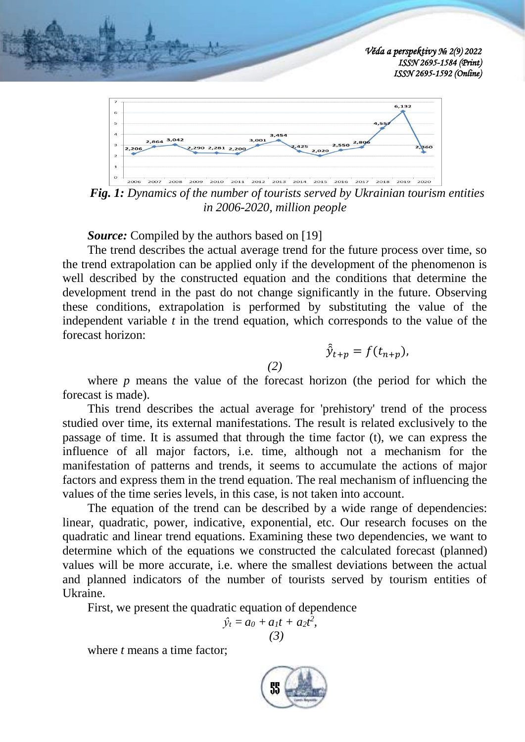**Fig. 1:** *Dynamics of the number of tourists served by Ukrainian tourism entities in 2006-2020, million people*

***Source:*** Compiled by the authors based on [19]

The trend describes the actual average trend for the future process over time, so the trend extrapolation can be applied only if the development of the phenomenon is well described by the constructed equation and the conditions that determine the development trend in the past do not change significantly in the future. Observing these conditions, extrapolation is performed by substituting the value of the independent variable *t* in the trend equation, which corresponds to the value of the forecast horizon:

$$\hat{\hat{y}}_{t+p} = f(t_{n+p}), \quad (2)$$

where *p* means the value of the forecast horizon (the period for which the forecast is made).

This trend describes the actual average for 'prehistory' trend of the process studied over time, its external manifestations. The result is related exclusively to the passage of time. It is assumed that through the time factor (t), we can express the influence of all major factors, i.e. time, although not a mechanism for the manifestation of patterns and trends, it seems to accumulate the actions of major factors and express them in the trend equation. The real mechanism of influencing the values of the time series levels, in this case, is not taken into account.

The equation of the trend can be described by a wide range of dependencies: linear, quadratic, power, indicative, exponential, etc. Our research focuses on the quadratic and linear trend equations. Examining these two dependencies, we want to determine which of the equations we constructed the calculated forecast (planned) values will be more accurate, i.e. where the smallest deviations between the actual and planned indicators of the number of tourists served by tourism entities of Ukraine.

First, we present the quadratic equation of dependence

$$\hat{y}_t = a_0 + a_1 t + a_2 t^2, \quad (3)$$

where *t* means a time factor;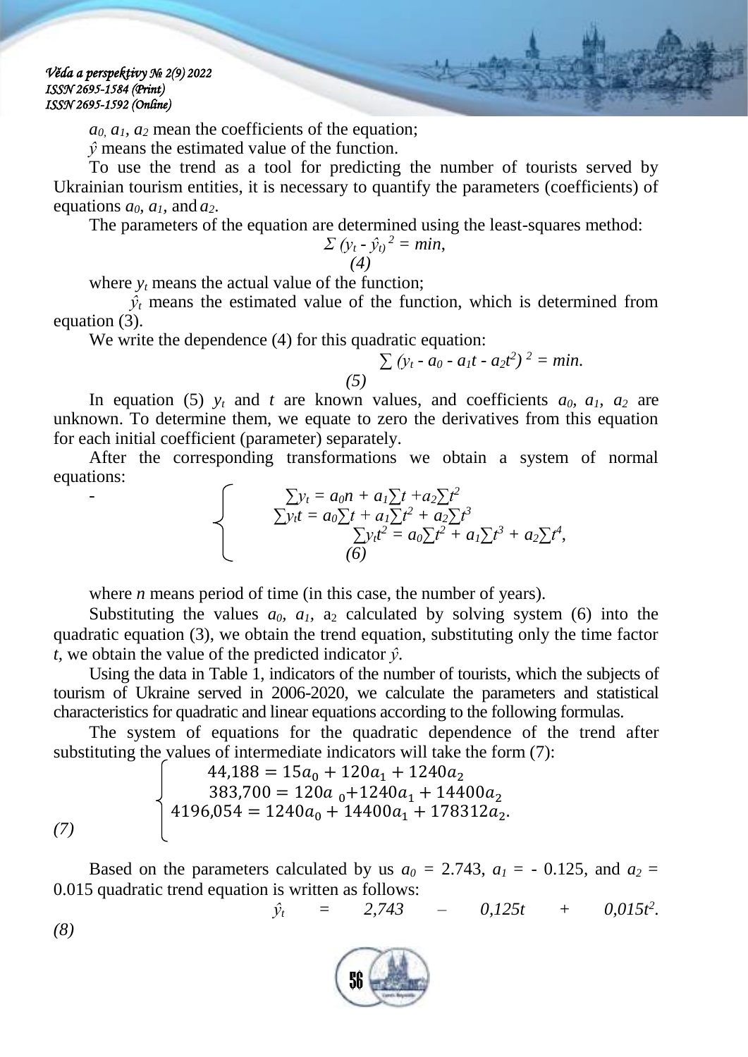$a_0$, $a_1$, $a_2$ mean the coefficients of the equation;

$\hat{y}$ means the estimated value of the function.

To use the trend as a tool for predicting the number of tourists served by Ukrainian tourism entities, it is necessary to quantify the parameters (coefficients) of equations $a_0$, $a_1$, and $a_2$.

The parameters of the equation are determined using the least-squares method:

$$\Sigma (y_t - \hat{y}_t)^2 = min, \quad (4)$$

where $y_t$ means the actual value of the function;

$\hat{y}_t$ means the estimated value of the function, which is determined from equation (3).

We write the dependence (4) for this quadratic equation:

$$\sum (y_t - a_0 - a_1t - a_2t^2)^2 = min. \quad (5)$$

In equation (5) $y_t$ and $t$ are known values, and coefficients $a_0$, $a_1$, $a_2$ are unknown. To determine them, we equate to zero the derivatives from this equation for each initial coefficient (parameter) separately.

After the corresponding transformations we obtain a system of normal equations:

$$\begin{cases} \sum y_t = a_0n + a_1\sum t + a_2\sum t^2 \\ \sum y_t t = a_0\sum t + a_1\sum t^2 + a_2\sum t^3 \\ \sum y_t t^2 = a_0\sum t^2 + a_1\sum t^3 + a_2\sum t^4, \end{cases} \quad (6)$$

where $n$ means period of time (in this case, the number of years).

Substituting the values $a_0$, $a_1$, $a_2$ calculated by solving system (6) into the quadratic equation (3), we obtain the trend equation, substituting only the time factor $t$, we obtain the value of the predicted indicator $\hat{y}$.

Using the data in Table 1, indicators of the number of tourists, which the subjects of tourism of Ukraine served in 2006-2020, we calculate the parameters and statistical characteristics for quadratic and linear equations according to the following formulas.

The system of equations for the quadratic dependence of the trend after substituting the values of intermediate indicators will take the form (7):

$$\begin{cases} 44{,}188 = 15a_0 + 120a_1 + 1240a_2 \\ 383{,}700 = 120a_0 + 1240a_1 + 14400a_2 \\ 4196{,}054 = 1240a_0 + 14400a_1 + 178312a_2. \end{cases} \quad (7)$$

Based on the parameters calculated by us $a_0$ = 2.743, $a_1$ = - 0.125, and $a_2$ = 0.015 quadratic trend equation is written as follows:

$$\hat{y}_t = 2{,}743 - 0{,}125t + 0{,}015t^2. \quad (8)$$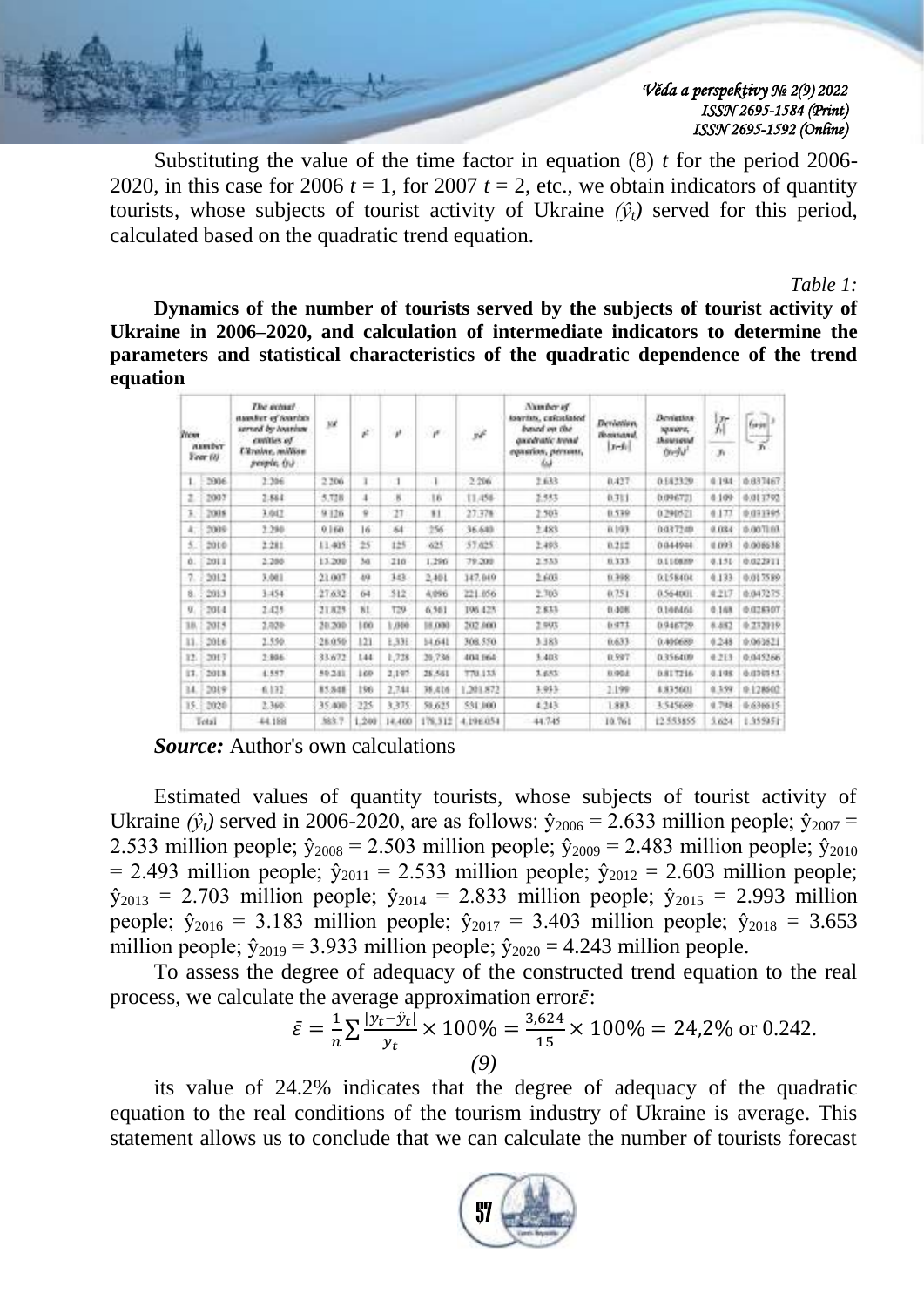Substituting the value of the time factor in equation (8) $t$ for the period 2006-2020, in this case for 2006 $t = 1$, for 2007 $t = 2$, etc., we obtain indicators of quantity tourists, whose subjects of tourist activity of Ukraine $(\hat{y}_t)$ served for this period, calculated based on the quadratic trend equation.

*Table 1:*

**Dynamics of the number of tourists served by the subjects of tourist activity of Ukraine in 2006–2020, and calculation of intermediate indicators to determine the parameters and statistical characteristics of the quadratic dependence of the trend equation**

| Item number | Year (t) | The actual number of tourists served by tourism entities of Ukraine, million people, ($y_t$) | $yt$ | $t^2$ | $t^3$ | $t^4$ | $yt^2$ | Number of tourists, calculated based on the quadratic trend equation, persons, ($\hat{y}_t$) | Deviation, thousand, $\lvert y_t-\hat{y}_t \rvert$ | Deviation square, thousand $(y_t-\hat{y}_t)^2$ | $\frac{\lvert y_t-\hat{y}_t \rvert}{y_t}$ | $\left(\frac{y_t-\hat{y}_t}{y_t}\right)^2$ |
|---|---|---|---|---|---|---|---|---|---|---|---|---|
| 1. | 2006 | 2.206 | 2.206 | 1 | 1 | 1 | 2.206 | 2.633 | 0.427 | 0.182329 | 0.194 | 0.037467 |
| 2. | 2007 | 2.864 | 5.728 | 4 | 8 | 16 | 11.456 | 2.553 | 0.311 | 0.096721 | 0.109 | 0.011792 |
| 3. | 2008 | 3.042 | 9.126 | 9 | 27 | 81 | 27.378 | 2.503 | 0.539 | 0.290521 | 0.177 | 0.031395 |
| 4. | 2009 | 2.290 | 9.160 | 16 | 64 | 256 | 36.640 | 2.483 | 0.193 | 0.037249 | 0.084 | 0.007103 |
| 5. | 2010 | 2.281 | 11.405 | 25 | 125 | 625 | 57.025 | 2.493 | 0.212 | 0.044944 | 0.093 | 0.008638 |
| 6. | 2011 | 2.200 | 13.200 | 36 | 216 | 1.296 | 79.200 | 2.533 | 0.333 | 0.110889 | 0.151 | 0.022911 |
| 7. | 2012 | 3.001 | 21.007 | 49 | 343 | 2.401 | 147.049 | 2.603 | 0.398 | 0.158404 | 0.133 | 0.017589 |
| 8. | 2013 | 3.454 | 27.632 | 64 | 512 | 4.096 | 221.056 | 2.703 | 0.751 | 0.564001 | 0.217 | 0.047275 |
| 9. | 2014 | 2.425 | 21.825 | 81 | 729 | 6.561 | 196.425 | 2.833 | 0.408 | 0.166464 | 0.168 | 0.028307 |
| 10. | 2015 | 2.020 | 20.200 | 100 | 1.000 | 10.000 | 202.000 | 2.993 | 0.973 | 0.946729 | 0.482 | 0.232019 |
| 11. | 2016 | 2.550 | 28.050 | 121 | 1.331 | 14.641 | 308.550 | 3.183 | 0.633 | 0.400689 | 0.248 | 0.061621 |
| 12. | 2017 | 2.806 | 33.672 | 144 | 1.728 | 20.736 | 404.064 | 3.403 | 0.597 | 0.356409 | 0.213 | 0.045266 |
| 13. | 2018 | 4.557 | 59.241 | 169 | 2.197 | 28.561 | 770.133 | 3.653 | 0.904 | 0.817216 | 0.198 | 0.039353 |
| 14. | 2019 | 6.132 | 85.848 | 196 | 2.744 | 38.416 | 1.201.872 | 3.933 | 2.199 | 4.835601 | 0.359 | 0.128602 |
| 15. | 2020 | 2.360 | 35.400 | 225 | 3.375 | 50.625 | 531.000 | 4.243 | 1.883 | 3.545689 | 0.798 | 0.636615 |
| Total | | 44.188 | 383.7 | 1.240 | 14.400 | 178.312 | 4.196.054 | 44.745 | 10.761 | 12.553855 | 3.624 | 1.355951 |

***Source:*** Author's own calculations

Estimated values of quantity tourists, whose subjects of tourist activity of Ukraine $(\hat{y}_t)$ served in 2006-2020, are as follows: $\hat{y}_{2006} = 2.633$ million people; $\hat{y}_{2007} = 2.533$ million people; $\hat{y}_{2008} = 2.503$ million people; $\hat{y}_{2009} = 2.483$ million people; $\hat{y}_{2010} = 2.493$ million people; $\hat{y}_{2011} = 2.533$ million people; $\hat{y}_{2012} = 2.603$ million people; $\hat{y}_{2013} = 2.703$ million people; $\hat{y}_{2014} = 2.833$ million people; $\hat{y}_{2015} = 2.993$ million people; $\hat{y}_{2016} = 3.183$ million people; $\hat{y}_{2017} = 3.403$ million people; $\hat{y}_{2018} = 3.653$ million people; $\hat{y}_{2019} = 3.933$ million people; $\hat{y}_{2020} = 4.243$ million people.

To assess the degree of adequacy of the constructed trend equation to the real process, we calculate the average approximation error $\bar{\varepsilon}$:

$$\bar{\varepsilon} = \frac{1}{n}\sum\frac{|y_t-\hat{y}_t|}{y_t} \times 100\% = \frac{3{,}624}{15} \times 100\% = 24{,}2\% \text{ or } 0.242. \quad (9)$$

its value of 24.2% indicates that the degree of adequacy of the quadratic equation to the real conditions of the tourism industry of Ukraine is average. This statement allows us to conclude that we can calculate the number of tourists forecast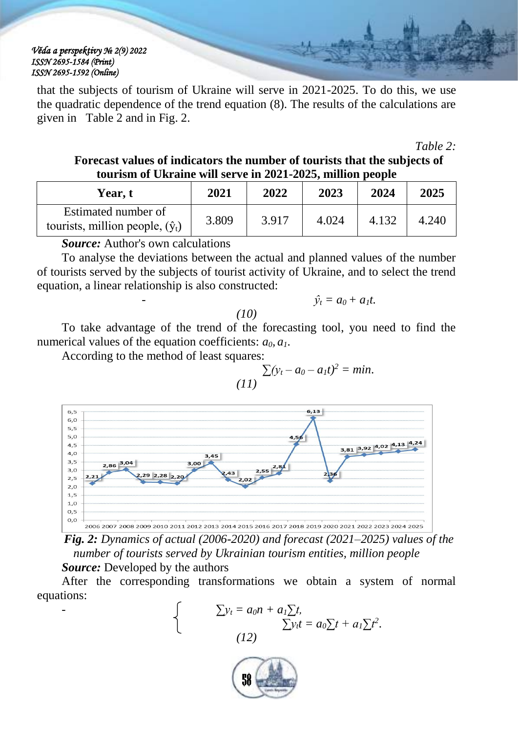that the subjects of tourism of Ukraine will serve in 2021-2025. To do this, we use the quadratic dependence of the trend equation (8). The results of the calculations are given in Table 2 and in Fig. 2.

*Table 2:*

**Forecast values of indicators the number of tourists that the subjects of tourism of Ukraine will serve in 2021-2025, million people**

| Year, t | 2021 | 2022 | 2023 | 2024 | 2025 |
|---|---|---|---|---|---|
| Estimated number of tourists, million people, ($\hat{y}_t$) | 3.809 | 3.917 | 4.024 | 4.132 | 4.240 |

***Source:*** Author's own calculations

To analyse the deviations between the actual and planned values of the number of tourists served by the subjects of tourist activity of Ukraine, and to select the trend equation, a linear relationship is also constructed:

$$\hat{y}_t = a_0 + a_1 t. \tag{10}$$

To take advantage of the trend of the forecasting tool, you need to find the numerical values of the equation coefficients: $a_0, a_1$.

According to the method of least squares:

$$\sum(y_t - a_0 - a_1 t)^2 = min. \tag{11}$$

*Fig. 2: Dynamics of actual (2006-2020) and forecast (2021–2025) values of the number of tourists served by Ukrainian tourism entities, million people*

***Source:*** Developed by the authors

After the corresponding transformations we obtain a system of normal equations:

$$\begin{cases} \sum y_t = a_0 n + a_1 \sum t, \\ \sum y_t t = a_0 \sum t + a_1 \sum t^2. \end{cases} \tag{12}$$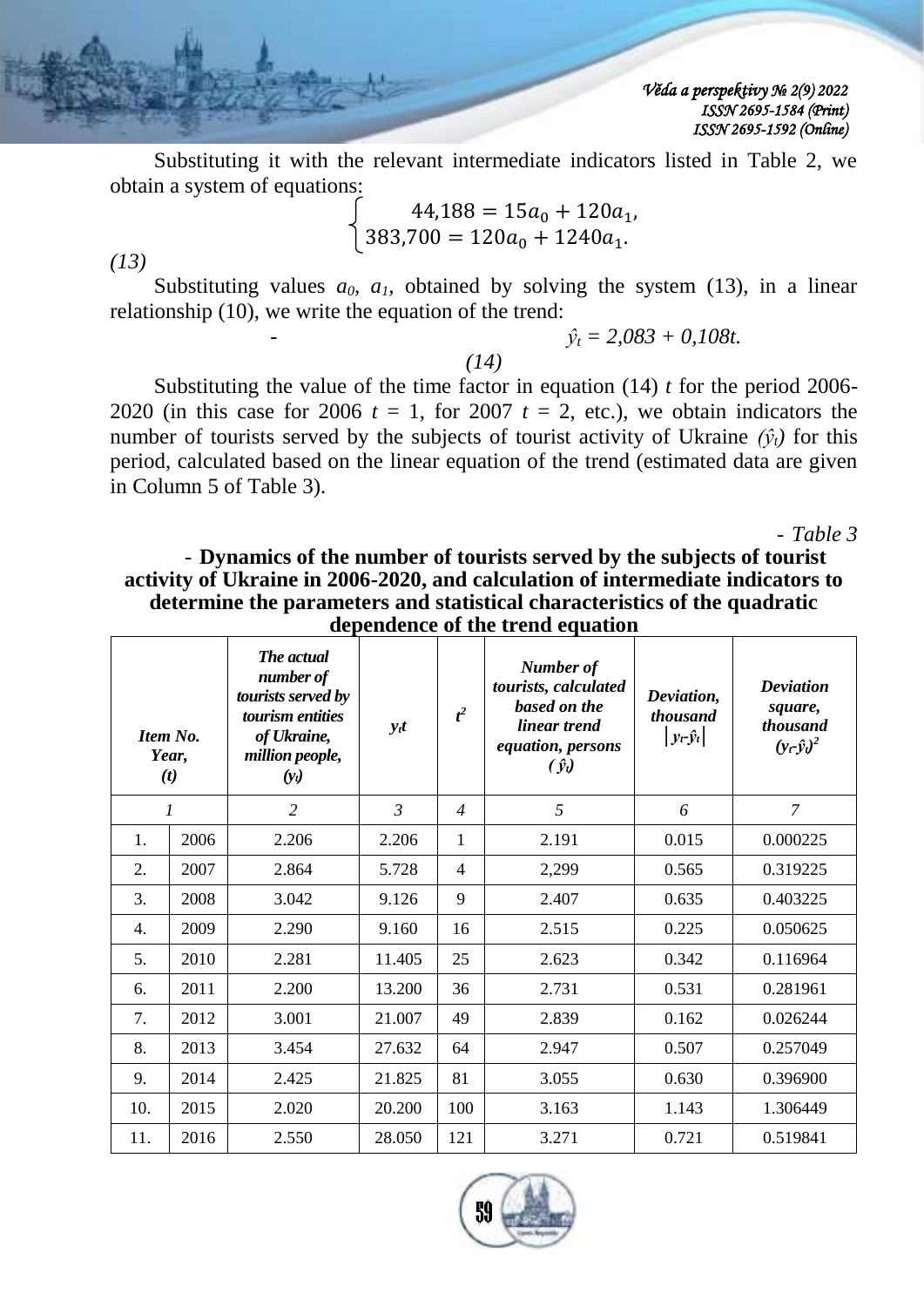Substituting it with the relevant intermediate indicators listed in Table 2, we obtain a system of equations:

$$\begin{cases} 44{,}188 = 15a_0 + 120a_1, \\ 383{,}700 = 120a_0 + 1240a_1. \end{cases}$$

*(13)*

Substituting values $a_0$, $a_1$, obtained by solving the system (13), in a linear relationship (10), we write the equation of the trend:

$$\hat{y}_t = 2{,}083 + 0{,}108t. \quad (14)$$

Substituting the value of the time factor in equation (14) $t$ for the period 2006-2020 (in this case for 2006 $t$ = 1, for 2007 $t$ = 2, etc.), we obtain indicators the number of tourists served by the subjects of tourist activity of Ukraine $(\hat{y}_t)$ for this period, calculated based on the linear equation of the trend (estimated data are given in Column 5 of Table 3).

*Table 3*

**Dynamics of the number of tourists served by the subjects of tourist activity of Ukraine in 2006-2020, and calculation of intermediate indicators to determine the parameters and statistical characteristics of the quadratic dependence of the trend equation**

| *Item No. Year, (t)* | | *The actual number of tourists served by tourism entities of Ukraine, million people, ($y_t$)* | *$y_t t$* | *$t^2$* | *Number of tourists, calculated based on the linear trend equation, persons ($\hat{y}_t$)* | *Deviation, thousand $\lvert y_t - \hat{y}_t \rvert$* | *Deviation square, thousand $(y_t - \hat{y}_t)^2$* |
|---|---|---|---|---|---|---|---|
| *1* | | *2* | *3* | *4* | *5* | *6* | *7* |
| 1. | 2006 | 2.206 | 2.206 | 1 | 2.191 | 0.015 | 0.000225 |
| 2. | 2007 | 2.864 | 5.728 | 4 | 2,299 | 0.565 | 0.319225 |
| 3. | 2008 | 3.042 | 9.126 | 9 | 2.407 | 0.635 | 0.403225 |
| 4. | 2009 | 2.290 | 9.160 | 16 | 2.515 | 0.225 | 0.050625 |
| 5. | 2010 | 2.281 | 11.405 | 25 | 2.623 | 0.342 | 0.116964 |
| 6. | 2011 | 2.200 | 13.200 | 36 | 2.731 | 0.531 | 0.281961 |
| 7. | 2012 | 3.001 | 21.007 | 49 | 2.839 | 0.162 | 0.026244 |
| 8. | 2013 | 3.454 | 27.632 | 64 | 2.947 | 0.507 | 0.257049 |
| 9. | 2014 | 2.425 | 21.825 | 81 | 3.055 | 0.630 | 0.396900 |
| 10. | 2015 | 2.020 | 20.200 | 100 | 3.163 | 1.143 | 1.306449 |
| 11. | 2016 | 2.550 | 28.050 | 121 | 3.271 | 0.721 | 0.519841 |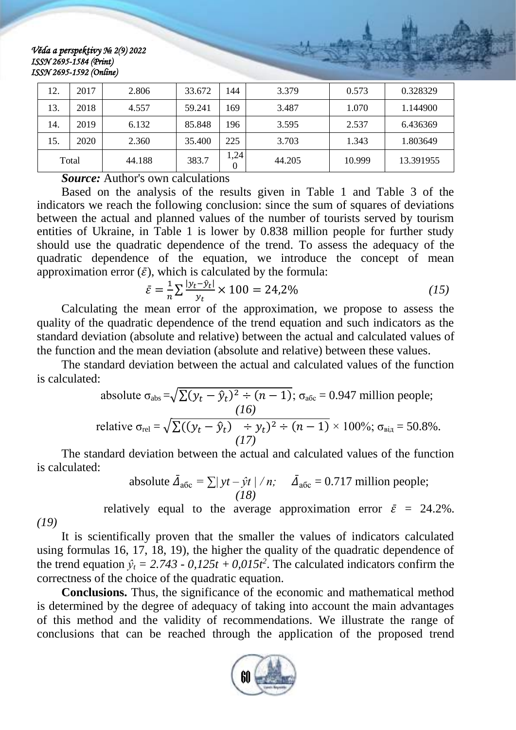| 12. | 2017 | 2.806 | 33.672 | 144 | 3.379 | 0.573 | 0.328329 |
|---|---|---|---|---|---|---|---|
| 13. | 2018 | 4.557 | 59.241 | 169 | 3.487 | 1.070 | 1.144900 |
| 14. | 2019 | 6.132 | 85.848 | 196 | 3.595 | 2.537 | 6.436369 |
| 15. | 2020 | 2.360 | 35.400 | 225 | 3.703 | 1.343 | 1.803649 |
| Total | | 44.188 | 383.7 | 1,240 | 44.205 | 10.999 | 13.391955 |

***Source:*** Author's own calculations

Based on the analysis of the results given in Table 1 and Table 3 of the indicators we reach the following conclusion: since the sum of squares of deviations between the actual and planned values of the number of tourists served by tourism entities of Ukraine, in Table 1 is lower by 0.838 million people for further study should use the quadratic dependence of the trend. To assess the adequacy of the quadratic dependence of the equation, we introduce the concept of mean approximation error ($\bar{\varepsilon}$), which is calculated by the formula:

$$\bar{\varepsilon} = \frac{1}{n}\sum \frac{|y_t - \hat{y}_t|}{y_t} \times 100 = 24{,}2\% \qquad (15)$$

Calculating the mean error of the approximation, we propose to assess the quality of the quadratic dependence of the trend equation and such indicators as the standard deviation (absolute and relative) between the actual and calculated values of the function and the mean deviation (absolute and relative) between these values.

The standard deviation between the actual and calculated values of the function is calculated:

absolute $\sigma_{abs} = \sqrt{\sum(y_t - \hat{y}_t)^2 \div (n-1)}$; $\sigma_{абс} = 0.947$ million people; *(16)*

relative $\sigma_{rel} = \sqrt{\sum((y_t - \hat{y}_t) \div y_t)^2 \div (n-1)} \times 100\%$; $\sigma_{від} = 50.8\%$. *(17)*

The standard deviation between the actual and calculated values of the function is calculated:

absolute $\bar{\Delta}_{абс} = \sum| y_t - \hat{y}_t | / n$; $\bar{\Delta}_{абс} = 0.717$ million people; *(18)*

relatively equal to the average approximation error $\bar{\varepsilon}$ = 24.2%. *(19)*

It is scientifically proven that the smaller the values of indicators calculated using formulas 16, 17, 18, 19), the higher the quality of the quadratic dependence of the trend equation $\hat{y}_t = 2.743 - 0{,}125t + 0{,}015t^2$. The calculated indicators confirm the correctness of the choice of the quadratic equation.

**Conclusions.** Thus, the significance of the economic and mathematical method is determined by the degree of adequacy of taking into account the main advantages of this method and the validity of recommendations. We illustrate the range of conclusions that can be reached through the application of the proposed trend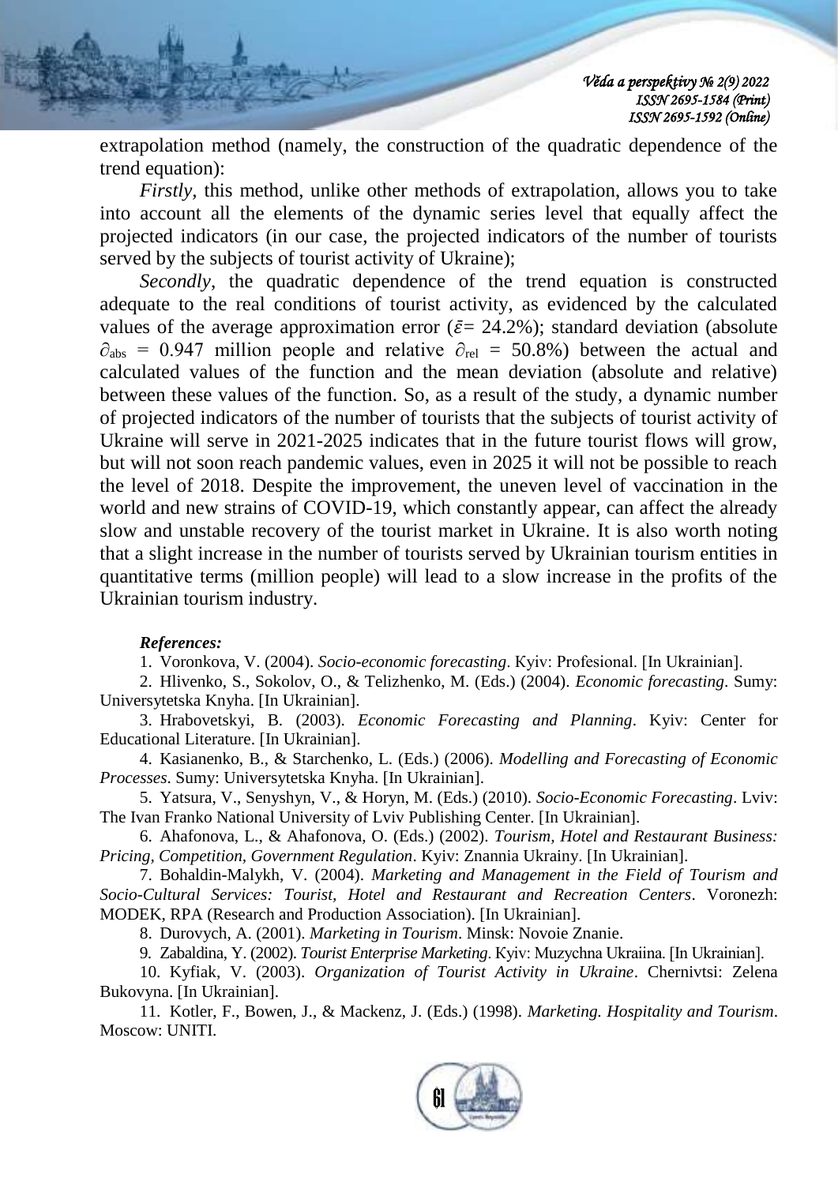extrapolation method (namely, the construction of the quadratic dependence of the trend equation):

*Firstly*, this method, unlike other methods of extrapolation, allows you to take into account all the elements of the dynamic series level that equally affect the projected indicators (in our case, the projected indicators of the number of tourists served by the subjects of tourist activity of Ukraine);

*Secondly*, the quadratic dependence of the trend equation is constructed adequate to the real conditions of tourist activity, as evidenced by the calculated values of the average approximation error ($\bar{\varepsilon}$= 24.2%); standard deviation (absolute $\partial_{abs}$ = 0.947 million people and relative $\partial_{rel}$ = 50.8%) between the actual and calculated values of the function and the mean deviation (absolute and relative) between these values of the function. So, as a result of the study, a dynamic number of projected indicators of the number of tourists that the subjects of tourist activity of Ukraine will serve in 2021-2025 indicates that in the future tourist flows will grow, but will not soon reach pandemic values, even in 2025 it will not be possible to reach the level of 2018. Despite the improvement, the uneven level of vaccination in the world and new strains of COVID-19, which constantly appear, can affect the already slow and unstable recovery of the tourist market in Ukraine. It is also worth noting that a slight increase in the number of tourists served by Ukrainian tourism entities in quantitative terms (million people) will lead to a slow increase in the profits of the Ukrainian tourism industry.

***References:***

1. Voronkova, V. (2004). *Socio-economic forecasting*. Kyiv: Profesional. [In Ukrainian].
2. Hlivenko, S., Sokolov, O., & Telizhenko, M. (Eds.) (2004). *Economic forecasting*. Sumy: Universytetska Knyha. [In Ukrainian].
3. Hrabovetskyi, B. (2003). *Economic Forecasting and Planning*. Kyiv: Center for Educational Literature. [In Ukrainian].
4. Kasianenko, B., & Starchenko, L. (Eds.) (2006). *Modelling and Forecasting of Economic Processes*. Sumy: Universytetska Knyha. [In Ukrainian].
5. Yatsura, V., Senyshyn, V., & Horyn, M. (Eds.) (2010). *Socio-Economic Forecasting*. Lviv: The Ivan Franko National University of Lviv Publishing Center. [In Ukrainian].
6. Ahafonova, L., & Ahafonova, O. (Eds.) (2002). *Tourism, Hotel and Restaurant Business: Pricing, Competition, Government Regulation*. Kyiv: Znannia Ukrainy. [In Ukrainian].
7. Bohaldin-Malykh, V. (2004). *Marketing and Management in the Field of Tourism and Socio-Cultural Services: Tourist, Hotel and Restaurant and Recreation Centers*. Voronezh: MODEK, RPA (Research and Production Association). [In Ukrainian].
8. Durovych, A. (2001). *Marketing in Tourism*. Minsk: Novoie Znanie.
9. Zabaldina, Y. (2002). *Tourist Enterprise Marketing*. Kyiv: Muzychna Ukraiina. [In Ukrainian].
10. Kyfiak, V. (2003). *Organization of Tourist Activity in Ukraine*. Chernivtsi: Zelena Bukovyna. [In Ukrainian].
11. Kotler, F., Bowen, J., & Mackenz, J. (Eds.) (1998). *Marketing. Hospitality and Tourism*. Moscow: UNITI.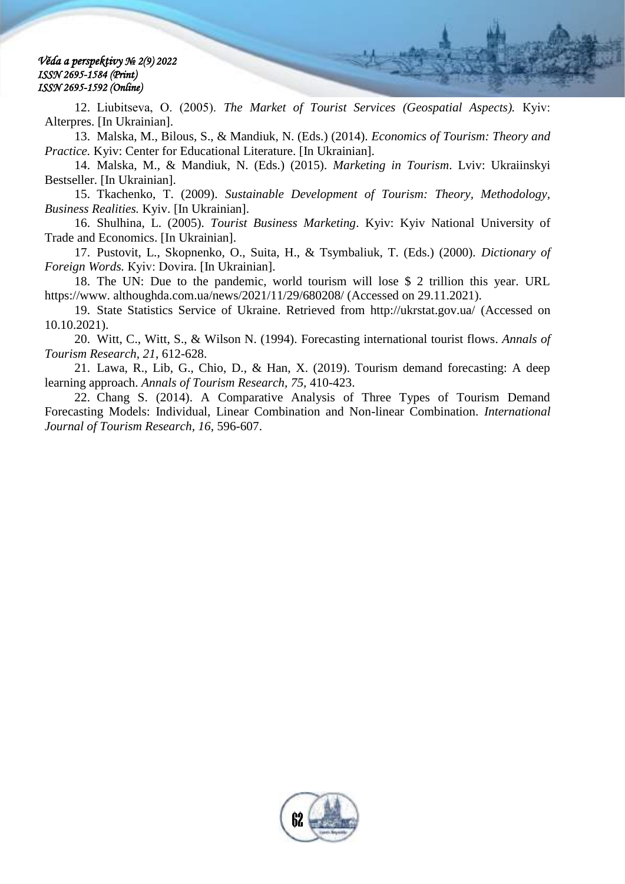12. Liubitseva, O. (2005). *The Market of Tourist Services (Geospatial Aspects).* Kyiv: Alterpres. [In Ukrainian].

13. Malska, M., Bilous, S., & Mandiuk, N. (Eds.) (2014). *Economics of Tourism: Theory and Practice.* Kyiv: Center for Educational Literature. [In Ukrainian].

14. Malska, M., & Mandiuk, N. (Eds.) (2015). *Marketing in Tourism*. Lviv: Ukraiinskyi Bestseller. [In Ukrainian].

15. Tkachenko, T. (2009). *Sustainable Development of Tourism: Theory, Methodology, Business Realities.* Kyiv. [In Ukrainian].

16. Shulhina, L. (2005). *Tourist Business Marketing*. Kyiv: Kyiv National University of Trade and Economics. [In Ukrainian].

17. Pustovit, L., Skopnenko, O., Suita, H., & Tsymbaliuk, T. (Eds.) (2000). *Dictionary of Foreign Words.* Kyiv: Dovira. [In Ukrainian].

18. The UN: Due to the pandemic, world tourism will lose $ 2 trillion this year. URL https://www. althoughda.com.ua/news/2021/11/29/680208/ (Accessed on 29.11.2021).

19. State Statistics Service of Ukraine. Retrieved from http://ukrstat.gov.ua/ (Accessed on 10.10.2021).

20. Witt, C., Witt, S., & Wilson N. (1994). Forecasting international tourist flows. *Annals of Tourism Research, 21*, 612-628.

21. Lawa, R., Lib, G., Chio, D., & Han, X. (2019). Tourism demand forecasting: A deep learning approach. *Annals of Tourism Research, 75*, 410-423.

22. Chang S. (2014). A Comparative Analysis of Three Types of Tourism Demand Forecasting Models: Individual, Linear Combination and Non-linear Combination. *International Journal of Tourism Research, 16*, 596-607.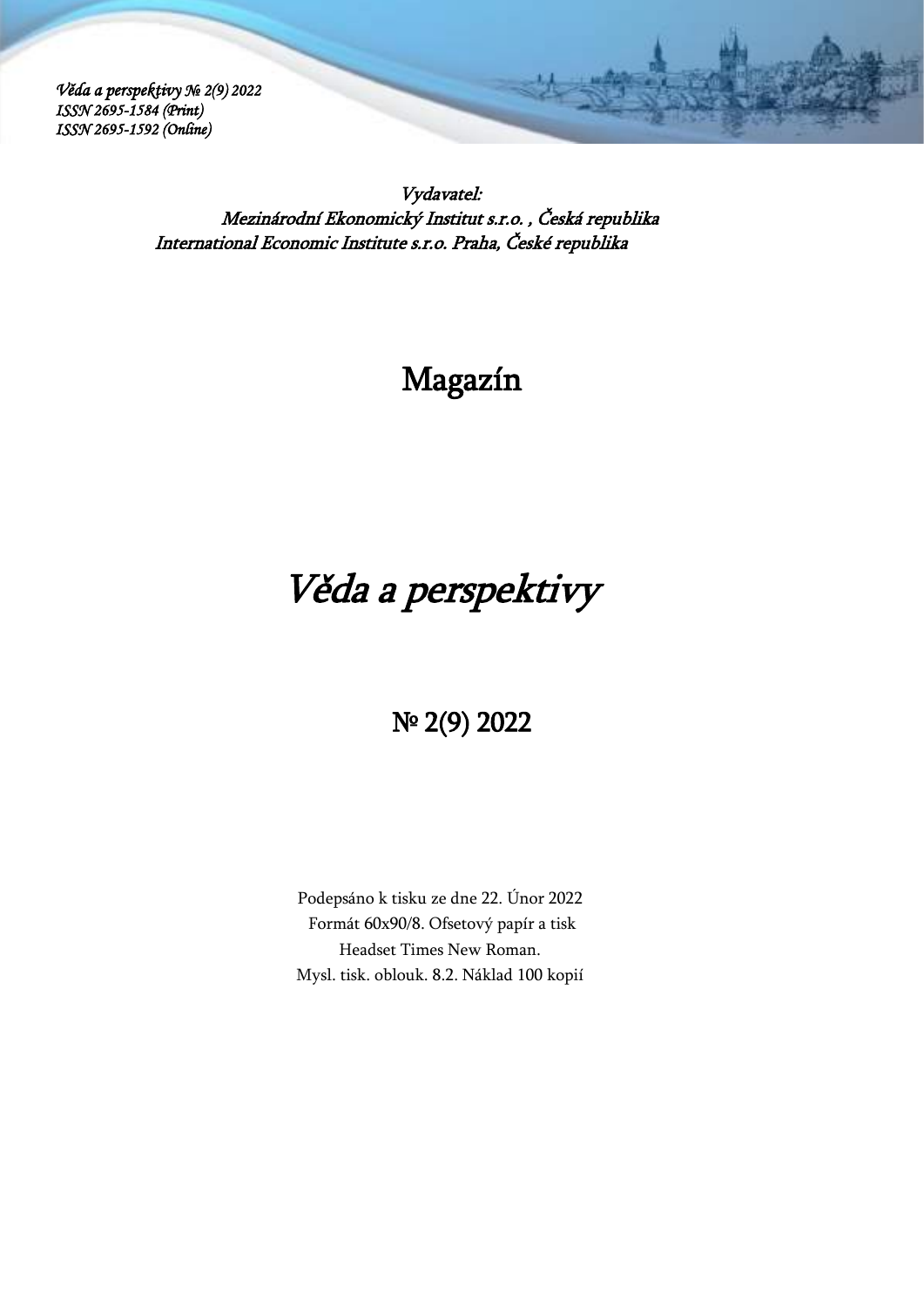*Věda a perspektivy № 2(9) 2022*
*ISSN 2695-1584 (Print)*
*ISSN 2695-1592 (Online)*

*Vydavatel:*
*Mezinárodní Ekonomický Institut s.r.o. , Česká republika*
*International Economic Institute s.r.o. Praha, České republika*

# Magazín

# *Věda a perspektivy*

## № 2(9) 2022

Podepsáno k tisku ze dne 22. Únor 2022
Formát 60x90/8. Ofsetový papír a tisk
Headset Times New Roman.
Mysl. tisk. oblouk. 8.2. Náklad 100 kopií